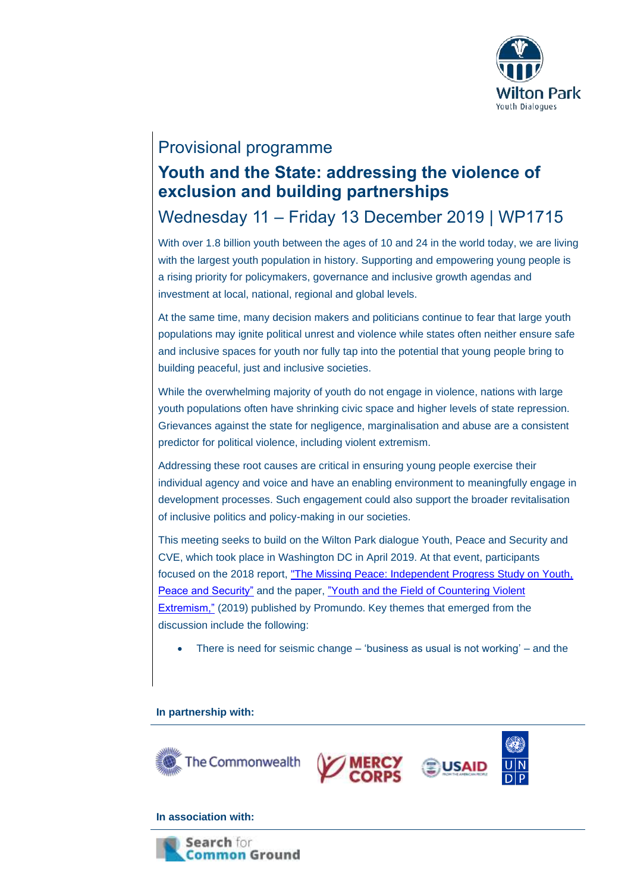Wilton Park
Youth Dialogues

## Provisional programme

# Youth and the State: addressing the violence of exclusion and building partnerships

## Wednesday 11 – Friday 13 December 2019 | WP1715

With over 1.8 billion youth between the ages of 10 and 24 in the world today, we are living with the largest youth population in history. Supporting and empowering young people is a rising priority for policymakers, governance and inclusive growth agendas and investment at local, national, regional and global levels.

At the same time, many decision makers and politicians continue to fear that large youth populations may ignite political unrest and violence while states often neither ensure safe and inclusive spaces for youth nor fully tap into the potential that young people bring to building peaceful, just and inclusive societies.

While the overwhelming majority of youth do not engage in violence, nations with large youth populations often have shrinking civic space and higher levels of state repression. Grievances against the state for negligence, marginalisation and abuse are a consistent predictor for political violence, including violent extremism.

Addressing these root causes are critical in ensuring young people exercise their individual agency and voice and have an enabling environment to meaningfully engage in development processes. Such engagement could also support the broader revitalisation of inclusive politics and policy-making in our societies.

This meeting seeks to build on the Wilton Park dialogue Youth, Peace and Security and CVE, which took place in Washington DC in April 2019. At that event, participants focused on the 2018 report, "The Missing Peace: Independent Progress Study on Youth, Peace and Security" and the paper, "Youth and the Field of Countering Violent Extremism," (2019) published by Promundo. Key themes that emerged from the discussion include the following:

- There is need for seismic change – 'business as usual is not working' – and the

**In partnership with:**

The Commonwealth | MERCY CORPS | USAID | UNDP

**In association with:**

Search for Common Ground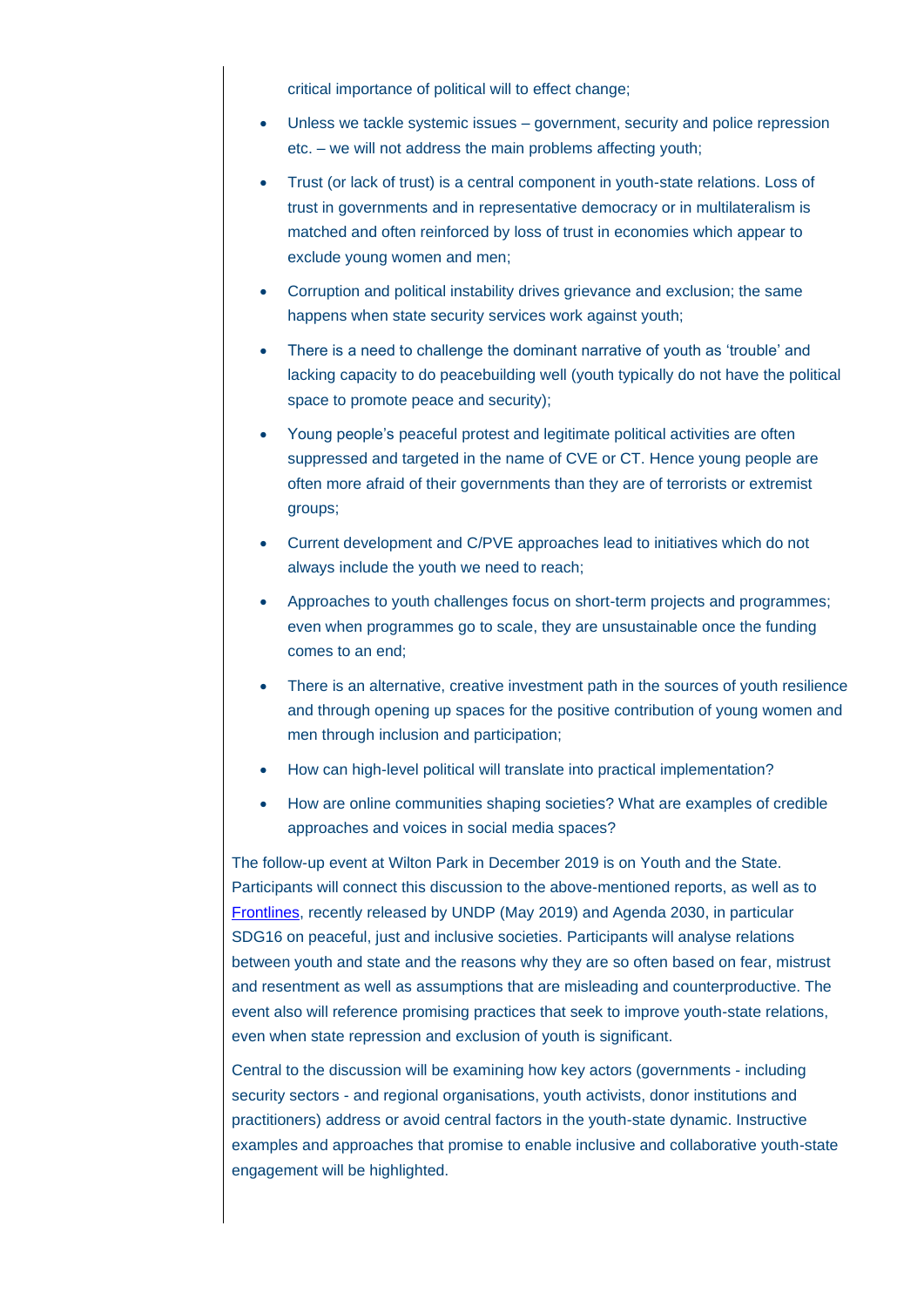critical importance of political will to effect change;

- Unless we tackle systemic issues – government, security and police repression etc. – we will not address the main problems affecting youth;
- Trust (or lack of trust) is a central component in youth-state relations. Loss of trust in governments and in representative democracy or in multilateralism is matched and often reinforced by loss of trust in economies which appear to exclude young women and men;
- Corruption and political instability drives grievance and exclusion; the same happens when state security services work against youth;
- There is a need to challenge the dominant narrative of youth as 'trouble' and lacking capacity to do peacebuilding well (youth typically do not have the political space to promote peace and security);
- Young people's peaceful protest and legitimate political activities are often suppressed and targeted in the name of CVE or CT. Hence young people are often more afraid of their governments than they are of terrorists or extremist groups;
- Current development and C/PVE approaches lead to initiatives which do not always include the youth we need to reach;
- Approaches to youth challenges focus on short-term projects and programmes; even when programmes go to scale, they are unsustainable once the funding comes to an end;
- There is an alternative, creative investment path in the sources of youth resilience and through opening up spaces for the positive contribution of young women and men through inclusion and participation;
- How can high-level political will translate into practical implementation?
- How are online communities shaping societies? What are examples of credible approaches and voices in social media spaces?

The follow-up event at Wilton Park in December 2019 is on Youth and the State. Participants will connect this discussion to the above-mentioned reports, as well as to Frontlines, recently released by UNDP (May 2019) and Agenda 2030, in particular SDG16 on peaceful, just and inclusive societies. Participants will analyse relations between youth and state and the reasons why they are so often based on fear, mistrust and resentment as well as assumptions that are misleading and counterproductive. The event also will reference promising practices that seek to improve youth-state relations, even when state repression and exclusion of youth is significant.

Central to the discussion will be examining how key actors (governments - including security sectors - and regional organisations, youth activists, donor institutions and practitioners) address or avoid central factors in the youth-state dynamic. Instructive examples and approaches that promise to enable inclusive and collaborative youth-state engagement will be highlighted.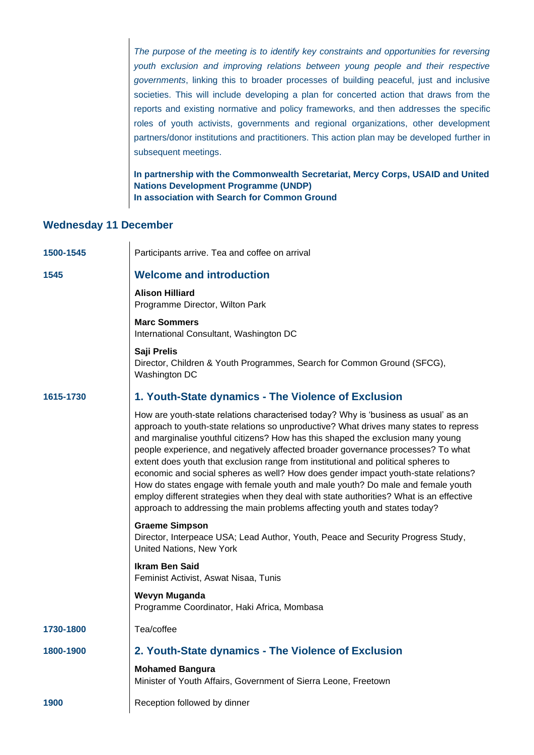*The purpose of the meeting is to identify key constraints and opportunities for reversing youth exclusion and improving relations between young people and their respective governments*, linking this to broader processes of building peaceful, just and inclusive societies. This will include developing a plan for concerted action that draws from the reports and existing normative and policy frameworks, and then addresses the specific roles of youth activists, governments and regional organizations, other development partners/donor institutions and practitioners. This action plan may be developed further in subsequent meetings.

**In partnership with the Commonwealth Secretariat, Mercy Corps, USAID and United Nations Development Programme (UNDP)**
**In association with Search for Common Ground**

## Wednesday 11 December

**1500-1545** Participants arrive. Tea and coffee on arrival

**1545**

### Welcome and introduction

**Alison Hilliard**
Programme Director, Wilton Park

**Marc Sommers**
International Consultant, Washington DC

**Saji Prelis**
Director, Children & Youth Programmes, Search for Common Ground (SFCG), Washington DC

**1615-1730**

### 1. Youth-State dynamics - The Violence of Exclusion

How are youth-state relations characterised today? Why is 'business as usual' as an approach to youth-state relations so unproductive? What drives many states to repress and marginalise youthful citizens? How has this shaped the exclusion many young people experience, and negatively affected broader governance processes? To what extent does youth that exclusion range from institutional and political spheres to economic and social spheres as well? How does gender impact youth-state relations? How do states engage with female youth and male youth? Do male and female youth employ different strategies when they deal with state authorities? What is an effective approach to addressing the main problems affecting youth and states today?

**Graeme Simpson**
Director, Interpeace USA; Lead Author, Youth, Peace and Security Progress Study, United Nations, New York

**Ikram Ben Said**
Feminist Activist, Aswat Nisaa, Tunis

**Wevyn Muganda**
Programme Coordinator, Haki Africa, Mombasa

**1730-1800** Tea/coffee

**1800-1900**

### 2. Youth-State dynamics - The Violence of Exclusion

**Mohamed Bangura**
Minister of Youth Affairs, Government of Sierra Leone, Freetown

**1900** Reception followed by dinner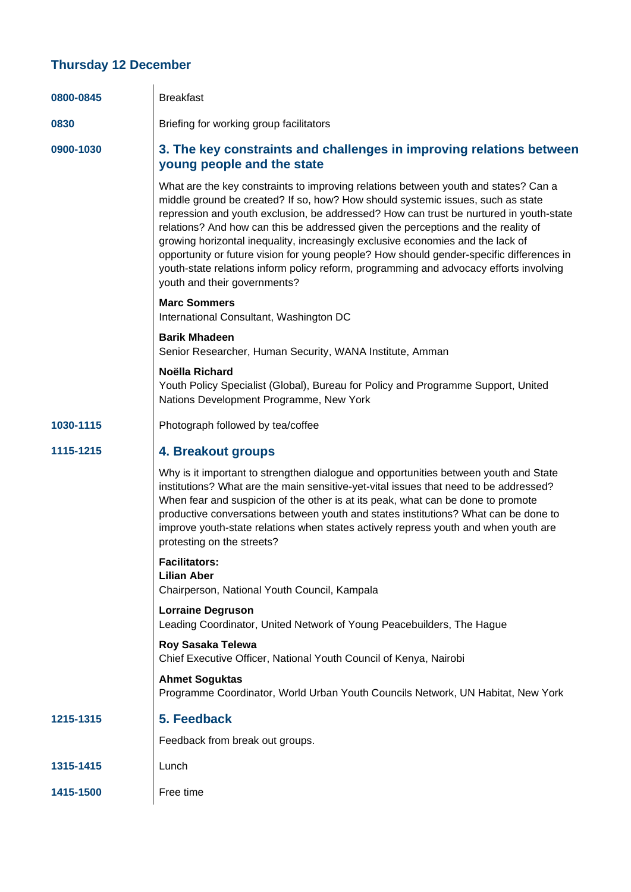## Thursday 12 December

**0800-0845** Breakfast

**0830** Briefing for working group facilitators

**0900-1030**

### 3. The key constraints and challenges in improving relations between young people and the state

What are the key constraints to improving relations between youth and states? Can a middle ground be created? If so, how? How should systemic issues, such as state repression and youth exclusion, be addressed? How can trust be nurtured in youth-state relations? And how can this be addressed given the perceptions and the reality of growing horizontal inequality, increasingly exclusive economies and the lack of opportunity or future vision for young people? How should gender-specific differences in youth-state relations inform policy reform, programming and advocacy efforts involving youth and their governments?

**Marc Sommers**
International Consultant, Washington DC

**Barik Mhadeen**
Senior Researcher, Human Security, WANA Institute, Amman

**Noëlla Richard**
Youth Policy Specialist (Global), Bureau for Policy and Programme Support, United Nations Development Programme, New York

**1030-1115** Photograph followed by tea/coffee

**1115-1215**

### 4. Breakout groups

Why is it important to strengthen dialogue and opportunities between youth and State institutions? What are the main sensitive-yet-vital issues that need to be addressed? When fear and suspicion of the other is at its peak, what can be done to promote productive conversations between youth and states institutions? What can be done to improve youth-state relations when states actively repress youth and when youth are protesting on the streets?

**Facilitators:**
**Lilian Aber**
Chairperson, National Youth Council, Kampala

**Lorraine Degruson**
Leading Coordinator, United Network of Young Peacebuilders, The Hague

**Roy Sasaka Telewa**
Chief Executive Officer, National Youth Council of Kenya, Nairobi

**Ahmet Soguktas**
Programme Coordinator, World Urban Youth Councils Network, UN Habitat, New York

**1215-1315**

### 5. Feedback

Feedback from break out groups.

**1315-1415** Lunch

**1415-1500** Free time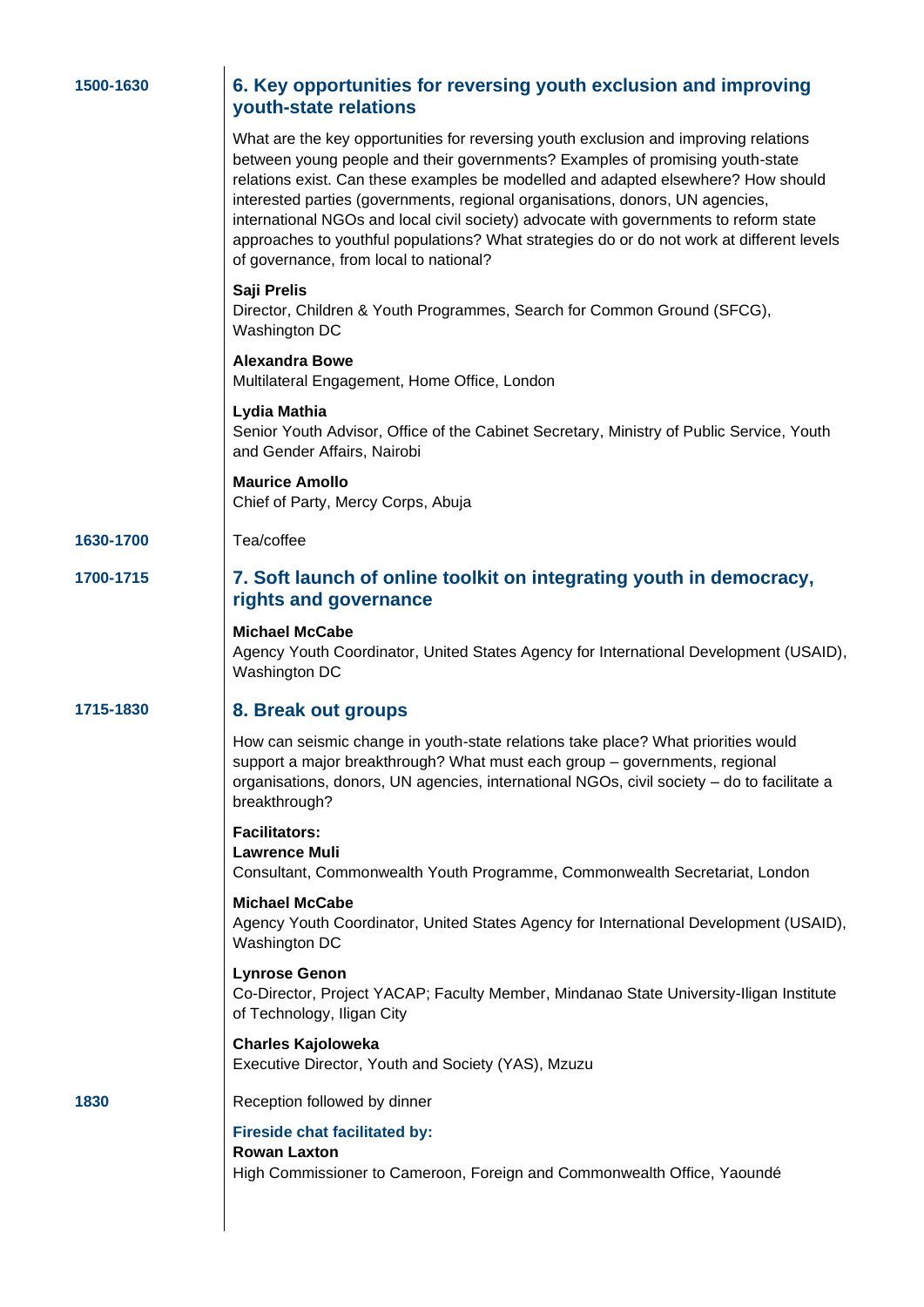**1500-1630**

## 6. Key opportunities for reversing youth exclusion and improving youth-state relations

What are the key opportunities for reversing youth exclusion and improving relations between young people and their governments? Examples of promising youth-state relations exist. Can these examples be modelled and adapted elsewhere? How should interested parties (governments, regional organisations, donors, UN agencies, international NGOs and local civil society) advocate with governments to reform state approaches to youthful populations? What strategies do or do not work at different levels of governance, from local to national?

**Saji Prelis**
Director, Children & Youth Programmes, Search for Common Ground (SFCG), Washington DC

**Alexandra Bowe**
Multilateral Engagement, Home Office, London

**Lydia Mathia**
Senior Youth Advisor, Office of the Cabinet Secretary, Ministry of Public Service, Youth and Gender Affairs, Nairobi

**Maurice Amollo**
Chief of Party, Mercy Corps, Abuja

**1630-1700**

Tea/coffee

**1700-1715**

## 7. Soft launch of online toolkit on integrating youth in democracy, rights and governance

**Michael McCabe**
Agency Youth Coordinator, United States Agency for International Development (USAID), Washington DC

**1715-1830**

## 8. Break out groups

How can seismic change in youth-state relations take place? What priorities would support a major breakthrough? What must each group – governments, regional organisations, donors, UN agencies, international NGOs, civil society – do to facilitate a breakthrough?

**Facilitators:**
**Lawrence Muli**
Consultant, Commonwealth Youth Programme, Commonwealth Secretariat, London

**Michael McCabe**
Agency Youth Coordinator, United States Agency for International Development (USAID), Washington DC

**Lynrose Genon**
Co-Director, Project YACAP; Faculty Member, Mindanao State University-Iligan Institute of Technology, Iligan City

**Charles Kajoloweka**
Executive Director, Youth and Society (YAS), Mzuzu

**1830**

Reception followed by dinner

**Fireside chat facilitated by:**
**Rowan Laxton**
High Commissioner to Cameroon, Foreign and Commonwealth Office, Yaoundé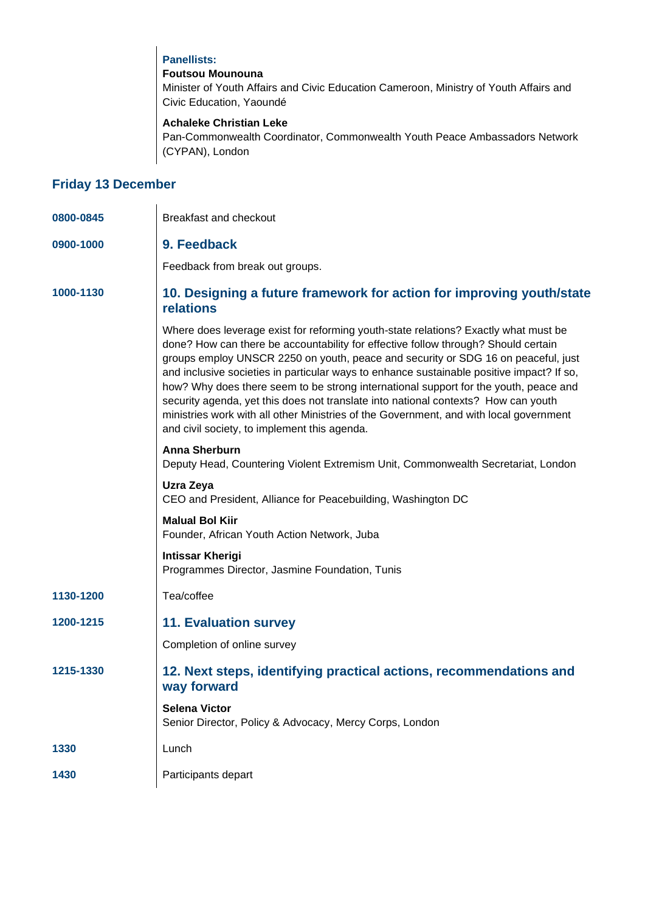**Panellists:**

**Foutsou Mounouna**
Minister of Youth Affairs and Civic Education Cameroon, Ministry of Youth Affairs and Civic Education, Yaoundé

**Achaleke Christian Leke**
Pan-Commonwealth Coordinator, Commonwealth Youth Peace Ambassadors Network (CYPAN), London

## Friday 13 December

**0800-0845**

Breakfast and checkout

**0900-1000**

### 9. Feedback

Feedback from break out groups.

**1000-1130**

### 10. Designing a future framework for action for improving youth/state relations

Where does leverage exist for reforming youth-state relations? Exactly what must be done? How can there be accountability for effective follow through? Should certain groups employ UNSCR 2250 on youth, peace and security or SDG 16 on peaceful, just and inclusive societies in particular ways to enhance sustainable positive impact? If so, how? Why does there seem to be strong international support for the youth, peace and security agenda, yet this does not translate into national contexts? How can youth ministries work with all other Ministries of the Government, and with local government and civil society, to implement this agenda.

**Anna Sherburn**
Deputy Head, Countering Violent Extremism Unit, Commonwealth Secretariat, London

**Uzra Zeya**
CEO and President, Alliance for Peacebuilding, Washington DC

**Malual Bol Kiir**
Founder, African Youth Action Network, Juba

**Intissar Kherigi**
Programmes Director, Jasmine Foundation, Tunis

**1130-1200**

Tea/coffee

**1200-1215**

### 11. Evaluation survey

Completion of online survey

**1215-1330**

### 12. Next steps, identifying practical actions, recommendations and way forward

**Selena Victor**
Senior Director, Policy & Advocacy, Mercy Corps, London

**1330**

Lunch

**1430**

Participants depart